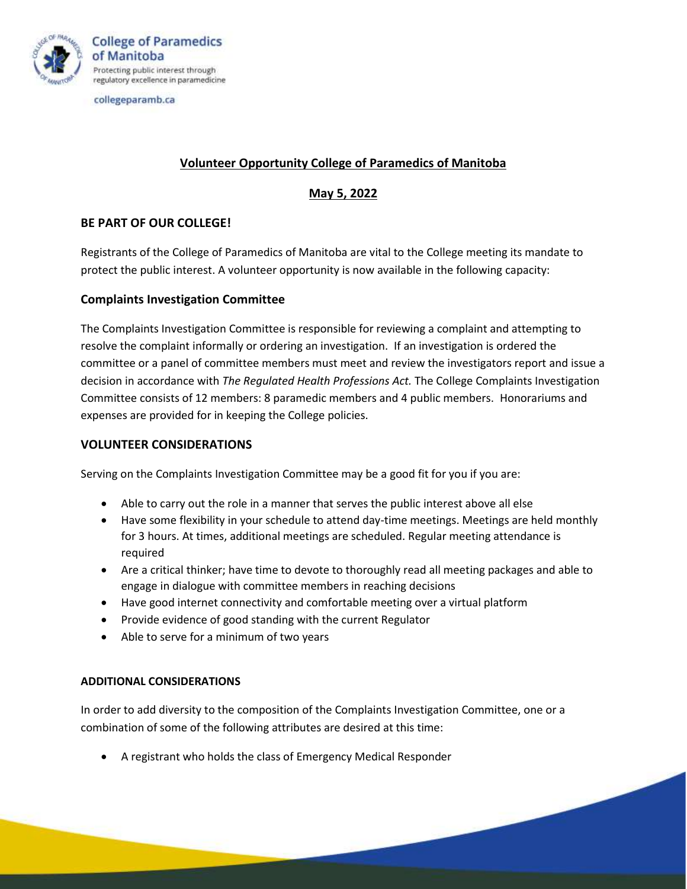College of Paramedics of Manitoba

Protecting public interest through regulatory excellence in paramedicine

collegeparamb.ca

# Volunteer Opportunity College of Paramedics of Manitoba

## May 5, 2022

### BE PART OF OUR COLLEGE!

Registrants of the College of Paramedics of Manitoba are vital to the College meeting its mandate to protect the public interest. A volunteer opportunity is now available in the following capacity:

### Complaints Investigation Committee

The Complaints Investigation Committee is responsible for reviewing a complaint and attempting to resolve the complaint informally or ordering an investigation. If an investigation is ordered the committee or a panel of committee members must meet and review the investigators report and issue a decision in accordance with *The Regulated Health Professions Act.* The College Complaints Investigation Committee consists of 12 members: 8 paramedic members and 4 public members. Honorariums and expenses are provided for in keeping the College policies.

### VOLUNTEER CONSIDERATIONS

Serving on the Complaints Investigation Committee may be a good fit for you if you are:

- Able to carry out the role in a manner that serves the public interest above all else
- Have some flexibility in your schedule to attend day-time meetings. Meetings are held monthly for 3 hours. At times, additional meetings are scheduled. Regular meeting attendance is required
- Are a critical thinker; have time to devote to thoroughly read all meeting packages and able to engage in dialogue with committee members in reaching decisions
- Have good internet connectivity and comfortable meeting over a virtual platform
- Provide evidence of good standing with the current Regulator
- Able to serve for a minimum of two years

#### ADDITIONAL CONSIDERATIONS

In order to add diversity to the composition of the Complaints Investigation Committee, one or a combination of some of the following attributes are desired at this time:

- A registrant who holds the class of Emergency Medical Responder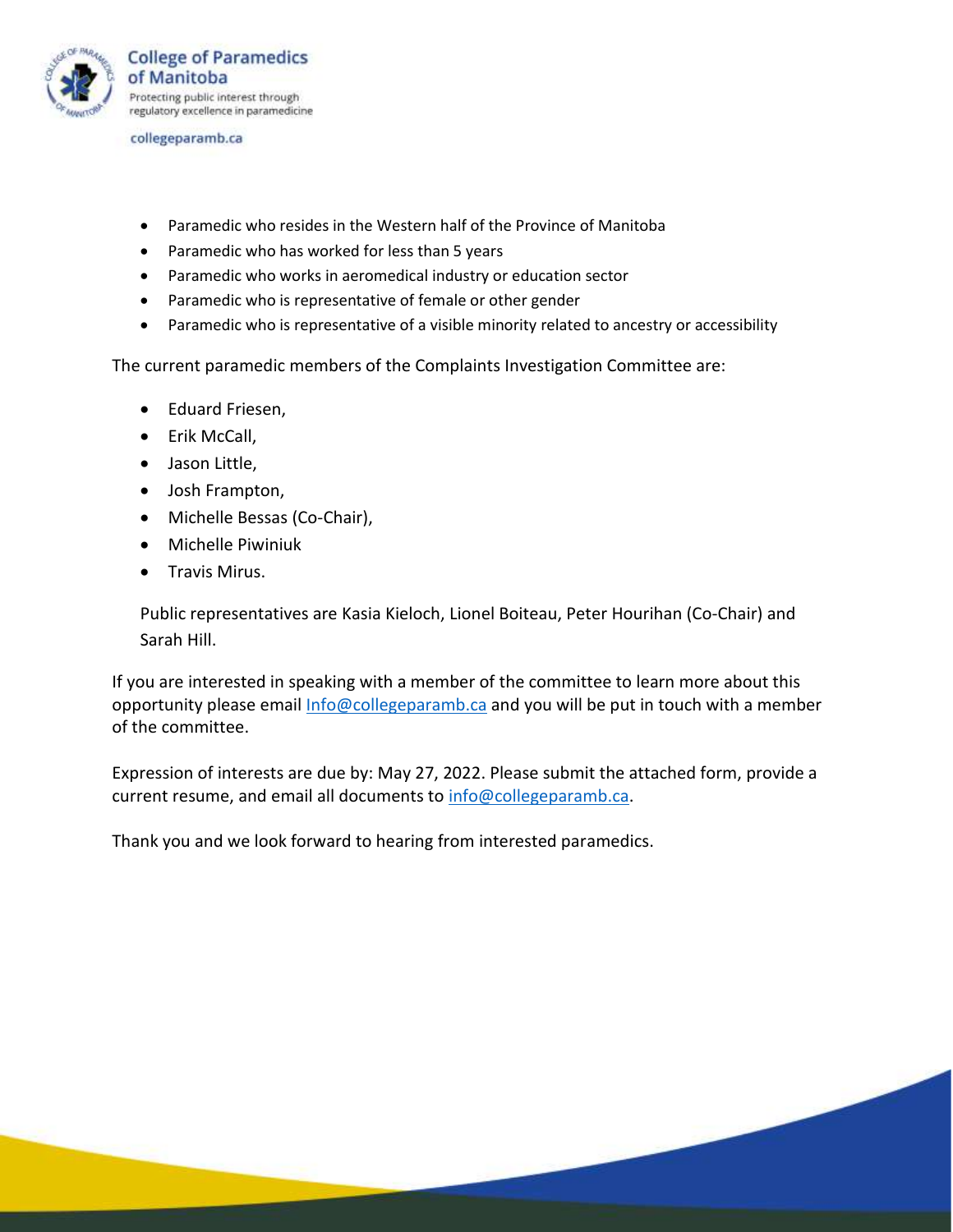- Paramedic who resides in the Western half of the Province of Manitoba
- Paramedic who has worked for less than 5 years
- Paramedic who works in aeromedical industry or education sector
- Paramedic who is representative of female or other gender
- Paramedic who is representative of a visible minority related to ancestry or accessibility

The current paramedic members of the Complaints Investigation Committee are:

- Eduard Friesen,
- Erik McCall,
- Jason Little,
- Josh Frampton,
- Michelle Bessas (Co-Chair),
- Michelle Piwiniuk
- Travis Mirus.

Public representatives are Kasia Kieloch, Lionel Boiteau, Peter Hourihan (Co-Chair) and Sarah Hill.

If you are interested in speaking with a member of the committee to learn more about this opportunity please email Info@collegeparamb.ca and you will be put in touch with a member of the committee.

Expression of interests are due by: May 27, 2022. Please submit the attached form, provide a current resume, and email all documents to info@collegeparamb.ca.

Thank you and we look forward to hearing from interested paramedics.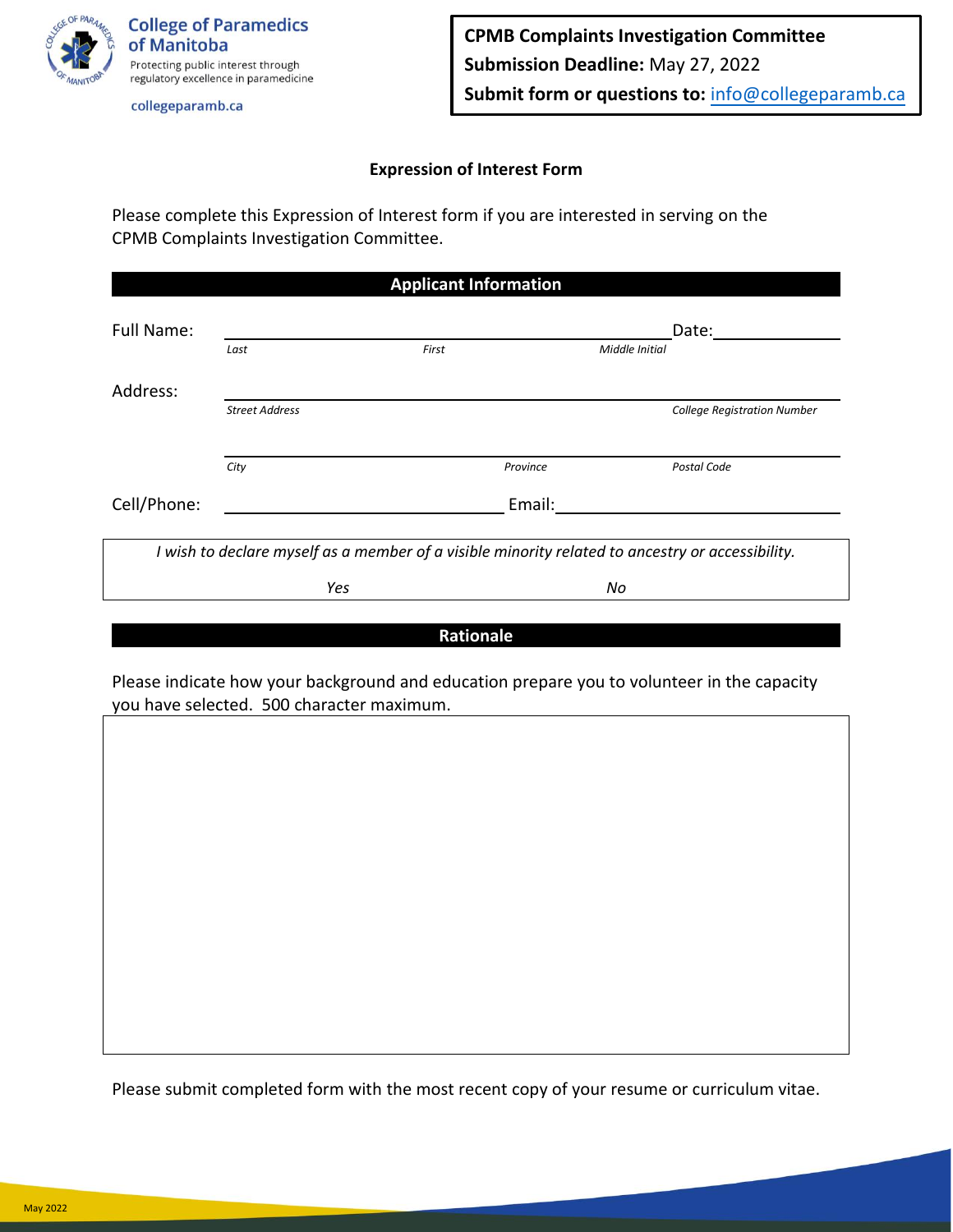**College of Paramedics of Manitoba**
Protecting public interest through regulatory excellence in paramedicine

collegeparamb.ca

**CPMB Complaints Investigation Committee**
**Submission Deadline:** May 27, 2022
**Submit form or questions to:** info@collegeparamb.ca

**Expression of Interest Form**

Please complete this Expression of Interest form if you are interested in serving on the CPMB Complaints Investigation Committee.

## Applicant Information

Full Name: ______________________________________ Date: ____________

*Last* *First* *Middle Initial*

Address: ______________________________________________________

*Street Address* *College Registration Number*

______________________________________________________

*City* *Province* *Postal Code*

Cell/Phone: ______________________ Email: ______________________

*I wish to declare myself as a member of a visible minority related to ancestry or accessibility.*

*Yes* *No*

## Rationale

Please indicate how your background and education prepare you to volunteer in the capacity you have selected. 500 character maximum.

Please submit completed form with the most recent copy of your resume or curriculum vitae.

May 2022